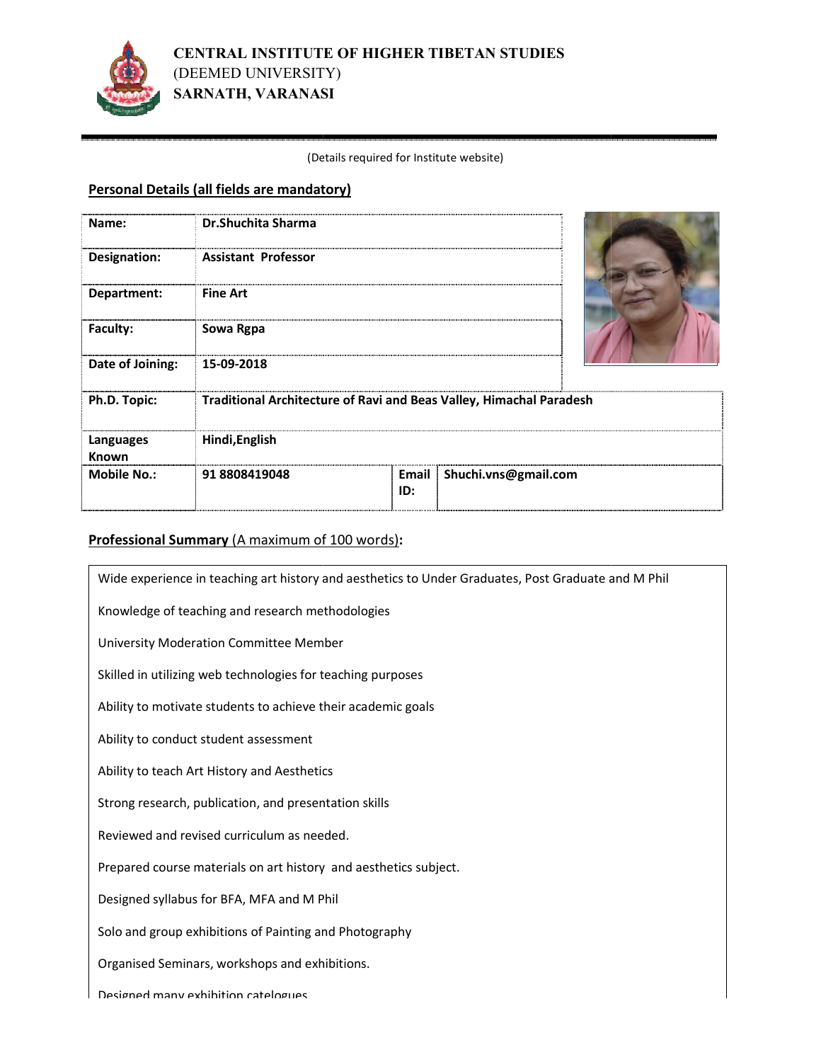**CENTRAL INSTITUTE OF HIGHER TIBETAN STUDIES**
(DEEMED UNIVERSITY)
**SARNATH, VARANASI**

(Details required for Institute website)

## Personal Details (all fields are mandatory)

| | | | |
|---|---|---|---|
| **Name:** | **Dr.Shuchita Sharma** | | |
| **Designation:** | **Assistant Professor** | | |
| **Department:** | **Fine Art** | | |
| **Faculty:** | **Sowa Rgpa** | | |
| **Date of Joining:** | **15-09-2018** | | |
| **Ph.D. Topic:** | **Traditional Architecture of Ravi and Beas Valley, Himachal Paradesh** | | |
| **Languages Known** | **Hindi,English** | | |
| **Mobile No.:** | **91 8808419048** | **Email ID:** | **Shuchi.vns@gmail.com** |

## Professional Summary (A maximum of 100 words):

Wide experience in teaching art history and aesthetics to Under Graduates, Post Graduate and M Phil

Knowledge of teaching and research methodologies

University Moderation Committee Member

Skilled in utilizing web technologies for teaching purposes

Ability to motivate students to achieve their academic goals

Ability to conduct student assessment

Ability to teach Art History and Aesthetics

Strong research, publication, and presentation skills

Reviewed and revised curriculum as needed.

Prepared course materials on art history and aesthetics subject.

Designed syllabus for BFA, MFA and M Phil

Solo and group exhibitions of Painting and Photography

Organised Seminars, workshops and exhibitions.

Designed many exhibition catalogues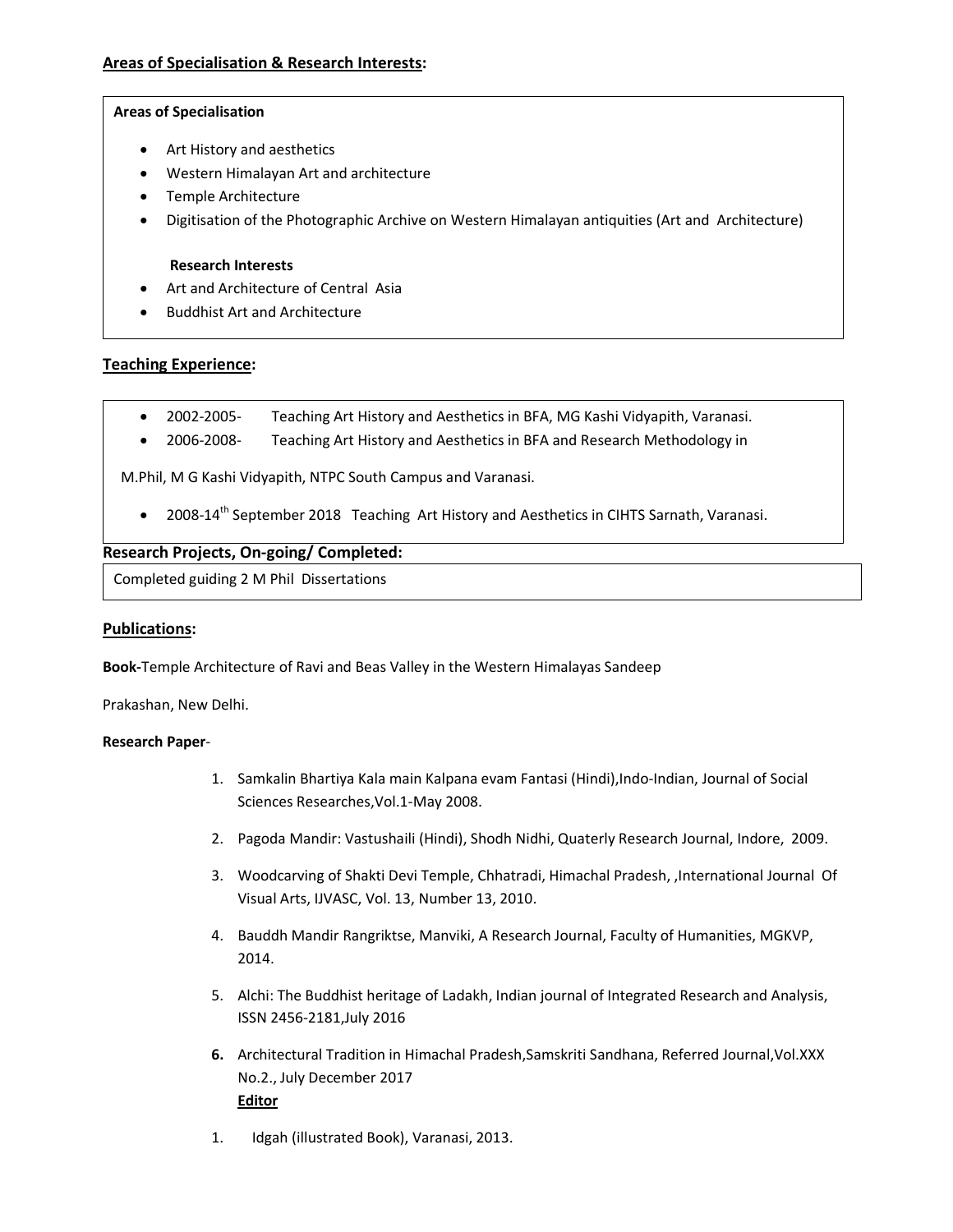## Areas of Specialisation & Research Interests:

**Areas of Specialisation**

- Art History and aesthetics
- Western Himalayan Art and architecture
- Temple Architecture
- Digitisation of the Photographic Archive on Western Himalayan antiquities (Art and Architecture)

**Research Interests**

- Art and Architecture of Central Asia
- Buddhist Art and Architecture

## Teaching Experience:

- 2002-2005- Teaching Art History and Aesthetics in BFA, MG Kashi Vidyapith, Varanasi.
- 2006-2008- Teaching Art History and Aesthetics in BFA and Research Methodology in M.Phil, M G Kashi Vidyapith, NTPC South Campus and Varanasi.
- 2008-14th September 2018 Teaching Art History and Aesthetics in CIHTS Sarnath, Varanasi.

## Research Projects, On-going/ Completed:

Completed guiding 2 M Phil Dissertations

## Publications:

**Book-**Temple Architecture of Ravi and Beas Valley in the Western Himalayas Sandeep Prakashan, New Delhi.

**Research Paper**-

1. Samkalin Bhartiya Kala main Kalpana evam Fantasi (Hindi),Indo-Indian, Journal of Social Sciences Researches,Vol.1-May 2008.
2. Pagoda Mandir: Vastushaili (Hindi), Shodh Nidhi, Quaterly Research Journal, Indore, 2009.
3. Woodcarving of Shakti Devi Temple, Chhatradi, Himachal Pradesh, ,International Journal Of Visual Arts, IJVASC, Vol. 13, Number 13, 2010.
4. Bauddh Mandir Rangriktse, Manviki, A Research Journal, Faculty of Humanities, MGKVP, 2014.
5. Alchi: The Buddhist heritage of Ladakh, Indian journal of Integrated Research and Analysis, ISSN 2456-2181,July 2016
6. Architectural Tradition in Himachal Pradesh,Samskriti Sandhana, Referred Journal,Vol.XXX No.2., July December 2017

**Editor**

1. Idgah (illustrated Book), Varanasi, 2013.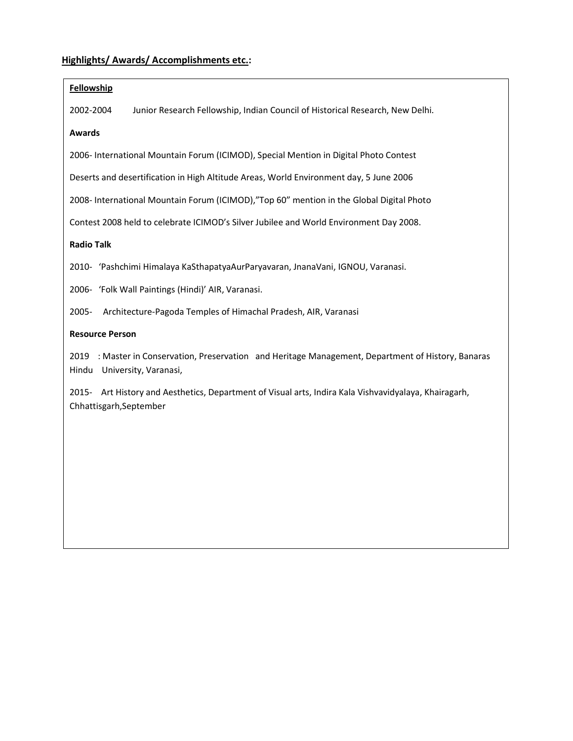## Highlights/ Awards/ Accomplishments etc.:

**Fellowship**

2002-2004 Junior Research Fellowship, Indian Council of Historical Research, New Delhi.

**Awards**

2006- International Mountain Forum (ICIMOD), Special Mention in Digital Photo Contest

Deserts and desertification in High Altitude Areas, World Environment day, 5 June 2006

2008- International Mountain Forum (ICIMOD),"Top 60" mention in the Global Digital Photo

Contest 2008 held to celebrate ICIMOD's Silver Jubilee and World Environment Day 2008.

**Radio Talk**

2010- 'Pashchimi Himalaya KaSthapatyaAurParyavaran, JnanaVani, IGNOU, Varanasi.

2006- 'Folk Wall Paintings (Hindi)' AIR, Varanasi.

2005- Architecture-Pagoda Temples of Himachal Pradesh, AIR, Varanasi

**Resource Person**

2019 : Master in Conservation, Preservation and Heritage Management, Department of History, Banaras Hindu University, Varanasi,

2015- Art History and Aesthetics, Department of Visual arts, Indira Kala Vishvavidyalaya, Khairagarh, Chhattisgarh,September